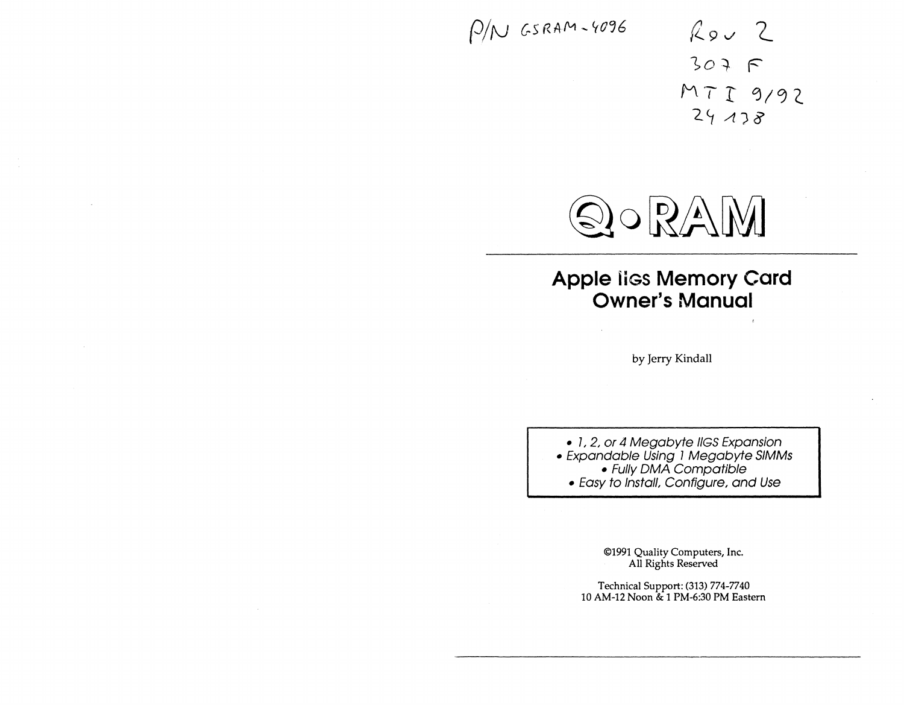P/N GSRAM-4096

Rev 2
307 F
MTI 9/92
24138

# Q•RAM

## Apple IIGS Memory Card Owner's Manual

by Jerry Kindall

- *1, 2, or 4 Megabyte IIGS Expansion*
- *Expandable Using 1 Megabyte SIMMs*
- *Fully DMA Compatible*
- *Easy to Install, Configure, and Use*

©1991 Quality Computers, Inc.
All Rights Reserved

Technical Support: (313) 774-7740
10 AM-12 Noon & 1 PM-6:30 PM Eastern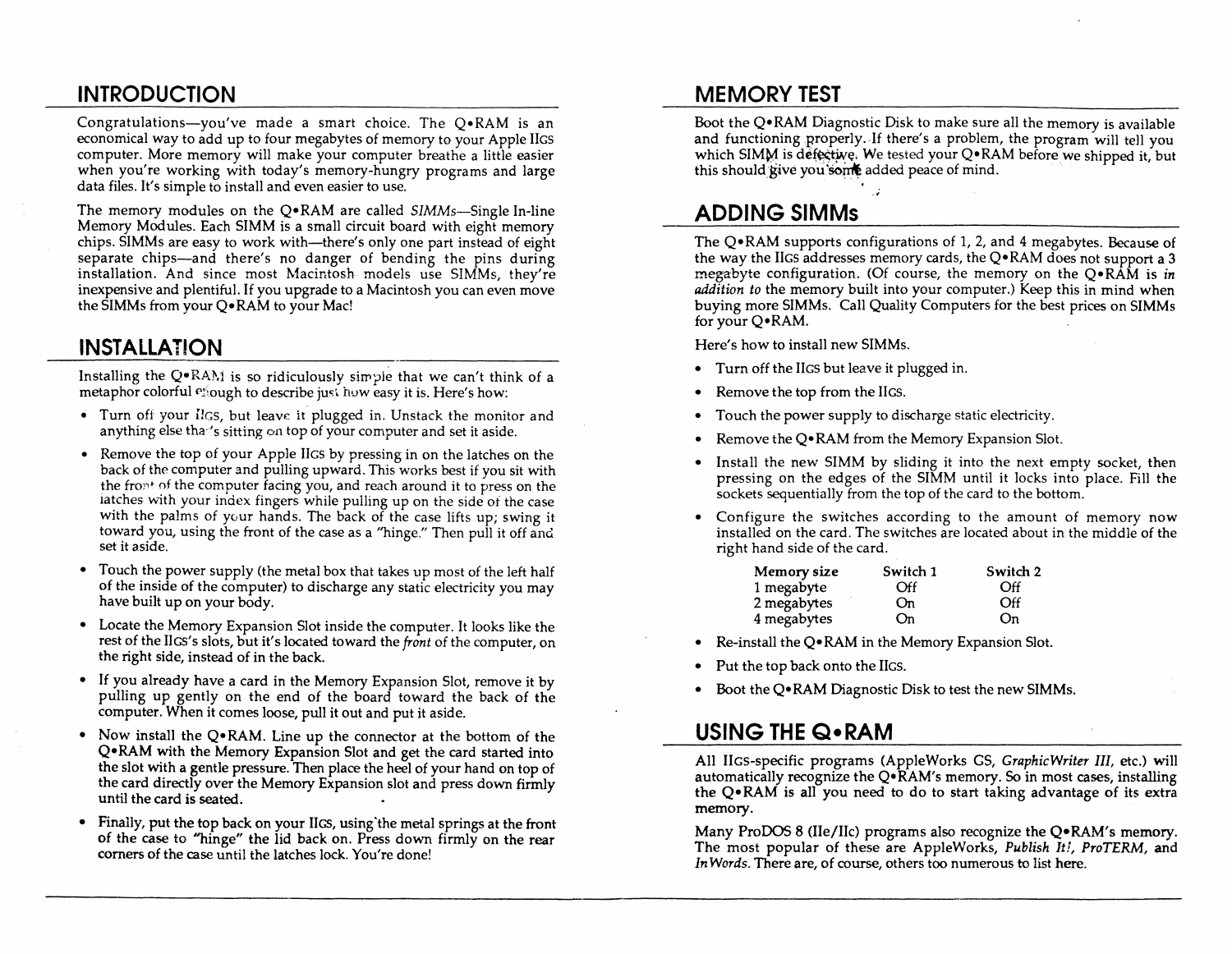## INTRODUCTION

Congratulations—you've made a smart choice. The Q•RAM is an economical way to add up to four megabytes of memory to your Apple IIGS computer. More memory will make your computer breathe a little easier when you're working with today's memory-hungry programs and large data files. It's simple to install and even easier to use.

The memory modules on the Q•RAM are called *SIMMs*—Single In-line Memory Modules. Each SIMM is a small circuit board with eight memory chips. SIMMs are easy to work with—there's only one part instead of eight separate chips—and there's no danger of bending the pins during installation. And since most Macintosh models use SIMMs, they're inexpensive and plentiful. If you upgrade to a Macintosh you can even move the SIMMs from your Q•RAM to your Mac!

## INSTALLATION

Installing the Q•RAM is so ridiculously simple that we can't think of a metaphor colorful enough to describe just how easy it is. Here's how:

- Turn off your IIGS, but leave it plugged in. Unstack the monitor and anything else that's sitting on top of your computer and set it aside.
- Remove the top of your Apple IIGS by pressing in on the latches on the back of the computer and pulling upward. This works best if you sit with the front of the computer facing you, and reach around it to press on the latches with your index fingers while pulling up on the side of the case with the palms of your hands. The back of the case lifts up; swing it toward you, using the front of the case as a "hinge." Then pull it off and set it aside.
- Touch the power supply (the metal box that takes up most of the left half of the inside of the computer) to discharge any static electricity you may have built up on your body.
- Locate the Memory Expansion Slot inside the computer. It looks like the rest of the IIGS's slots, but it's located toward the *front* of the computer, on the right side, instead of in the back.
- If you already have a card in the Memory Expansion Slot, remove it by pulling up gently on the end of the board toward the back of the computer. When it comes loose, pull it out and put it aside.
- Now install the Q•RAM. Line up the connector at the bottom of the Q•RAM with the Memory Expansion Slot and get the card started into the slot with a gentle pressure. Then place the heel of your hand on top of the card directly over the Memory Expansion slot and press down firmly until the card is seated.
- Finally, put the top back on your IIGS, using the metal springs at the front of the case to "hinge" the lid back on. Press down firmly on the rear corners of the case until the latches lock. You're done!

## MEMORY TEST

Boot the Q•RAM Diagnostic Disk to make sure all the memory is available and functioning properly. If there's a problem, the program will tell you which SIMM is defective. We tested your Q•RAM before we shipped it, but this should give you some added peace of mind.

## ADDING SIMMs

The Q•RAM supports configurations of 1, 2, and 4 megabytes. Because of the way the IIGS addresses memory cards, the Q•RAM does not support a 3 megabyte configuration. (Of course, the memory on the Q•RAM is *in addition to* the memory built into your computer.) Keep this in mind when buying more SIMMs. Call Quality Computers for the best prices on SIMMs for your Q•RAM.

Here's how to install new SIMMs.

- Turn off the IIGS but leave it plugged in.
- Remove the top from the IIGS.
- Touch the power supply to discharge static electricity.
- Remove the Q•RAM from the Memory Expansion Slot.
- Install the new SIMM by sliding it into the next empty socket, then pressing on the edges of the SIMM until it locks into place. Fill the sockets sequentially from the top of the card to the bottom.
- Configure the switches according to the amount of memory now installed on the card. The switches are located about in the middle of the right hand side of the card.

| Memory size | Switch 1 | Switch 2 |
|---|---|---|
| 1 megabyte | Off | Off |
| 2 megabytes | On | Off |
| 4 megabytes | On | On |

- Re-install the Q•RAM in the Memory Expansion Slot.
- Put the top back onto the IIGS.
- Boot the Q•RAM Diagnostic Disk to test the new SIMMs.

## USING THE Q•RAM

All IIGS-specific programs (AppleWorks GS, *GraphicWriter III*, etc.) will automatically recognize the Q•RAM's memory. So in most cases, installing the Q•RAM is all you need to do to start taking advantage of its extra memory.

Many ProDOS 8 (IIe/IIc) programs also recognize the Q•RAM's memory. The most popular of these are AppleWorks, *Publish It!*, *ProTERM*, and *InWords*. There are, of course, others too numerous to list here.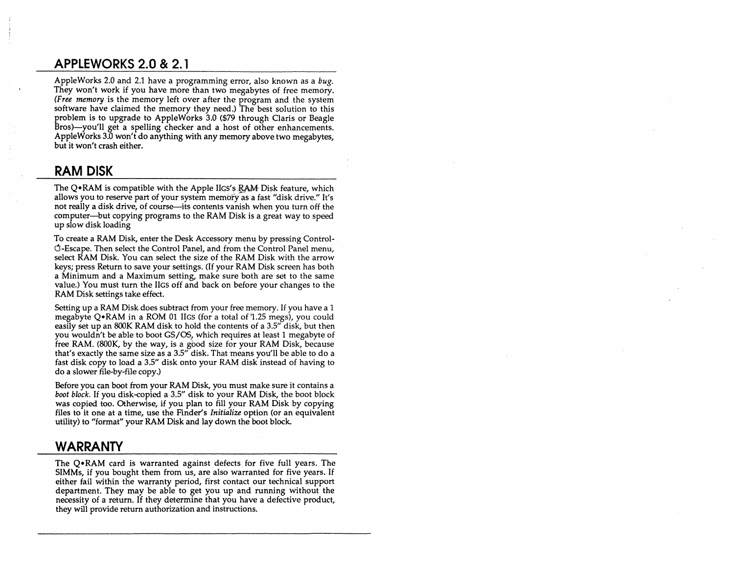## APPLEWORKS 2.0 & 2.1

AppleWorks 2.0 and 2.1 have a programming error, also known as a *bug*. They won't work if you have more than two megabytes of free memory. (*Free memory* is the memory left over after the program and the system software have claimed the memory they need.) The best solution to this problem is to upgrade to AppleWorks 3.0 ($79 through Claris or Beagle Bros)—you'll get a spelling checker and a host of other enhancements. AppleWorks 3.0 won't do anything with any memory above two megabytes, but it won't crash either.

## RAM DISK

The Q•RAM is compatible with the Apple IIGS's RAM Disk feature, which allows you to reserve part of your system memory as a fast "disk drive." It's not really a disk drive, of course—its contents vanish when you turn off the computer—but copying programs to the RAM Disk is a great way to speed up slow disk loading

To create a RAM Disk, enter the Desk Accessory menu by pressing Control-Ⴊ-Escape. Then select the Control Panel, and from the Control Panel menu, select RAM Disk. You can select the size of the RAM Disk with the arrow keys; press Return to save your settings. (If your RAM Disk screen has both a Minimum and a Maximum setting, make sure both are set to the same value.) You must turn the IIGS off and back on before your changes to the RAM Disk settings take effect.

Setting up a RAM Disk does subtract from your free memory. If you have a 1 megabyte Q•RAM in a ROM 01 IIGS (for a total of 1.25 megs), you could easily set up an 800K RAM disk to hold the contents of a 3.5" disk, but then you wouldn't be able to boot GS/OS, which requires at least 1 megabyte of free RAM. (800K, by the way, is a good size for your RAM Disk, because that's exactly the same size as a 3.5" disk. That means you'll be able to do a fast disk copy to load a 3.5" disk onto your RAM disk instead of having to do a slower file-by-file copy.)

Before you can boot from your RAM Disk, you must make sure it contains a *boot block*. If you disk-copied a 3.5" disk to your RAM Disk, the boot block was copied too. Otherwise, if you plan to fill your RAM Disk by copying files to it one at a time, use the Finder's *Initialize* option (or an equivalent utility) to "format" your RAM Disk and lay down the boot block.

## WARRANTY

The Q•RAM card is warranted against defects for five full years. The SIMMs, if you bought them from us, are also warranted for five years. If either fail within the warranty period, first contact our technical support department. They may be able to get you up and running without the necessity of a return. If they determine that you have a defective product, they will provide return authorization and instructions.